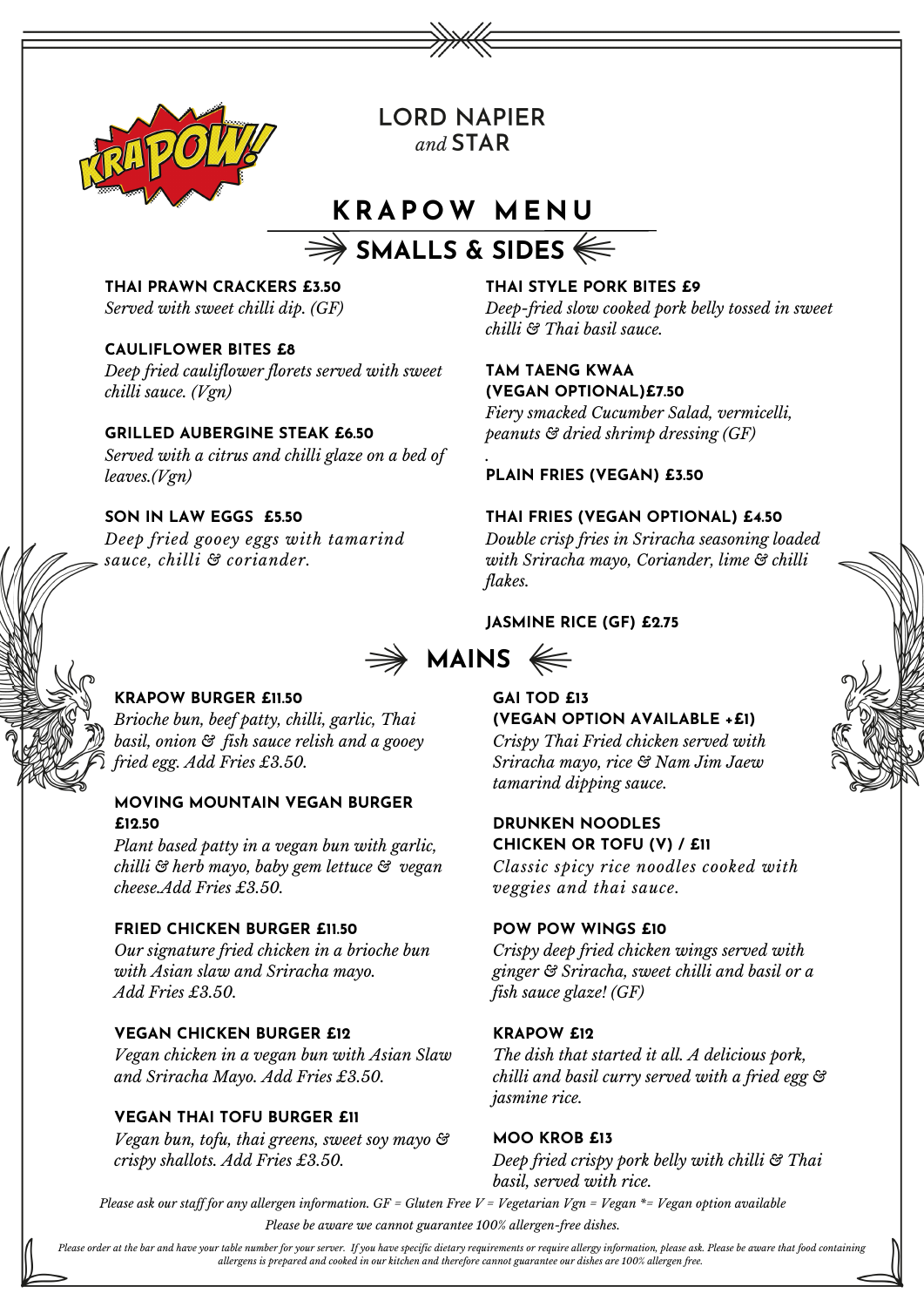# LORD NAPIER *and* STAR

## KRAPOW MENU

### SMALLS & SIDES

**THAI PRAWN CRACKERS £3.50**
*Served with sweet chilli dip. (GF)*

**CAULIFLOWER BITES £8**
*Deep fried cauliflower florets served with sweet chilli sauce. (Vgn)*

**GRILLED AUBERGINE STEAK £6.50**
*Served with a citrus and chilli glaze on a bed of leaves.(Vgn)*

**SON IN LAW EGGS £5.50**
*Deep fried gooey eggs with tamarind sauce, chilli & coriander.*

**THAI STYLE PORK BITES £9**
*Deep-fried slow cooked pork belly tossed in sweet chilli & Thai basil sauce.*

**TAM TAENG KWAA (VEGAN OPTIONAL)£7.50**
*Fiery smacked Cucumber Salad, vermicelli, peanuts & dried shrimp dressing (GF)*

.

**PLAIN FRIES (VEGAN) £3.50**

**THAI FRIES (VEGAN OPTIONAL) £4.50**
*Double crisp fries in Sriracha seasoning loaded with Sriracha mayo, Coriander, lime & chilli flakes.*

**JASMINE RICE (GF) £2.75**

### MAINS

**KRAPOW BURGER £11.50**
*Brioche bun, beef patty, chilli, garlic, Thai basil, onion & fish sauce relish and a gooey fried egg. Add Fries £3.50.*

**MOVING MOUNTAIN VEGAN BURGER £12.50**
*Plant based patty in a vegan bun with garlic, chilli & herb mayo, baby gem lettuce & vegan cheese.Add Fries £3.50.*

**FRIED CHICKEN BURGER £11.50**
*Our signature fried chicken in a brioche bun with Asian slaw and Sriracha mayo. Add Fries £3.50.*

**VEGAN CHICKEN BURGER £12**
*Vegan chicken in a vegan bun with Asian Slaw and Sriracha Mayo. Add Fries £3.50.*

**VEGAN THAI TOFU BURGER £11**
*Vegan bun, tofu, thai greens, sweet soy mayo & crispy shallots. Add Fries £3.50.*

**GAI TOD £13 (VEGAN OPTION AVAILABLE +£1)**
*Crispy Thai Fried chicken served with Sriracha mayo, rice & Nam Jim Jaew tamarind dipping sauce.*

**DRUNKEN NOODLES CHICKEN OR TOFU (V) / £11**
*Classic spicy rice noodles cooked with veggies and thai sauce.*

**POW POW WINGS £10**
*Crispy deep fried chicken wings served with ginger & Sriracha, sweet chilli and basil or a fish sauce glaze! (GF)*

**KRAPOW £12**
*The dish that started it all. A delicious pork, chilli and basil curry served with a fried egg & jasmine rice.*

**MOO KROB £13**
*Deep fried crispy pork belly with chilli & Thai basil, served with rice.*

*Please ask our staff for any allergen information. GF = Gluten Free V = Vegetarian Vgn = Vegan *= Vegan option available*

*Please be aware we cannot guarantee 100% allergen-free dishes.*

*Please order at the bar and have your table number for your server. If you have specific dietary requirements or require allergy information, please ask. Please be aware that food containing allergens is prepared and cooked in our kitchen and therefore cannot guarantee our dishes are 100% allergen free.*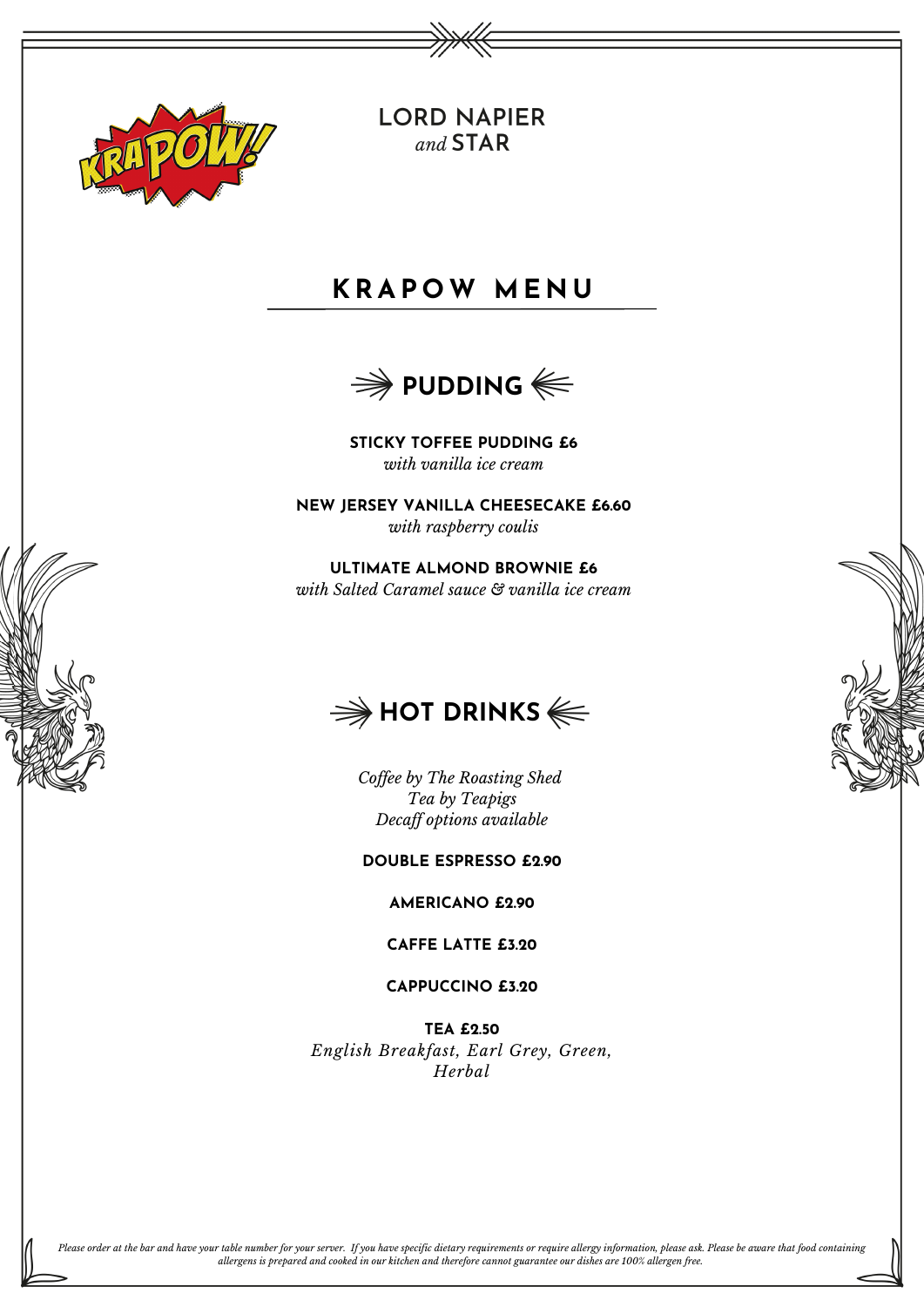LORD NAPIER
*and* STAR

# KRAPOW MENU

## PUDDING

**STICKY TOFFEE PUDDING £6**
*with vanilla ice cream*

**NEW JERSEY VANILLA CHEESECAKE £6.60**
*with raspberry coulis*

**ULTIMATE ALMOND BROWNIE £6**
*with Salted Caramel sauce & vanilla ice cream*

## HOT DRINKS

*Coffee by The Roasting Shed*
*Tea by Teapigs*
*Decaff options available*

**DOUBLE ESPRESSO £2.90**

**AMERICANO £2.90**

**CAFFE LATTE £3.20**

**CAPPUCCINO £3.20**

**TEA £2.50**
*English Breakfast, Earl Grey, Green, Herbal*

*Please order at the bar and have your table number for your server. If you have specific dietary requirements or require allergy information, please ask. Please be aware that food containing allergens is prepared and cooked in our kitchen and therefore cannot guarantee our dishes are 100% allergen free.*